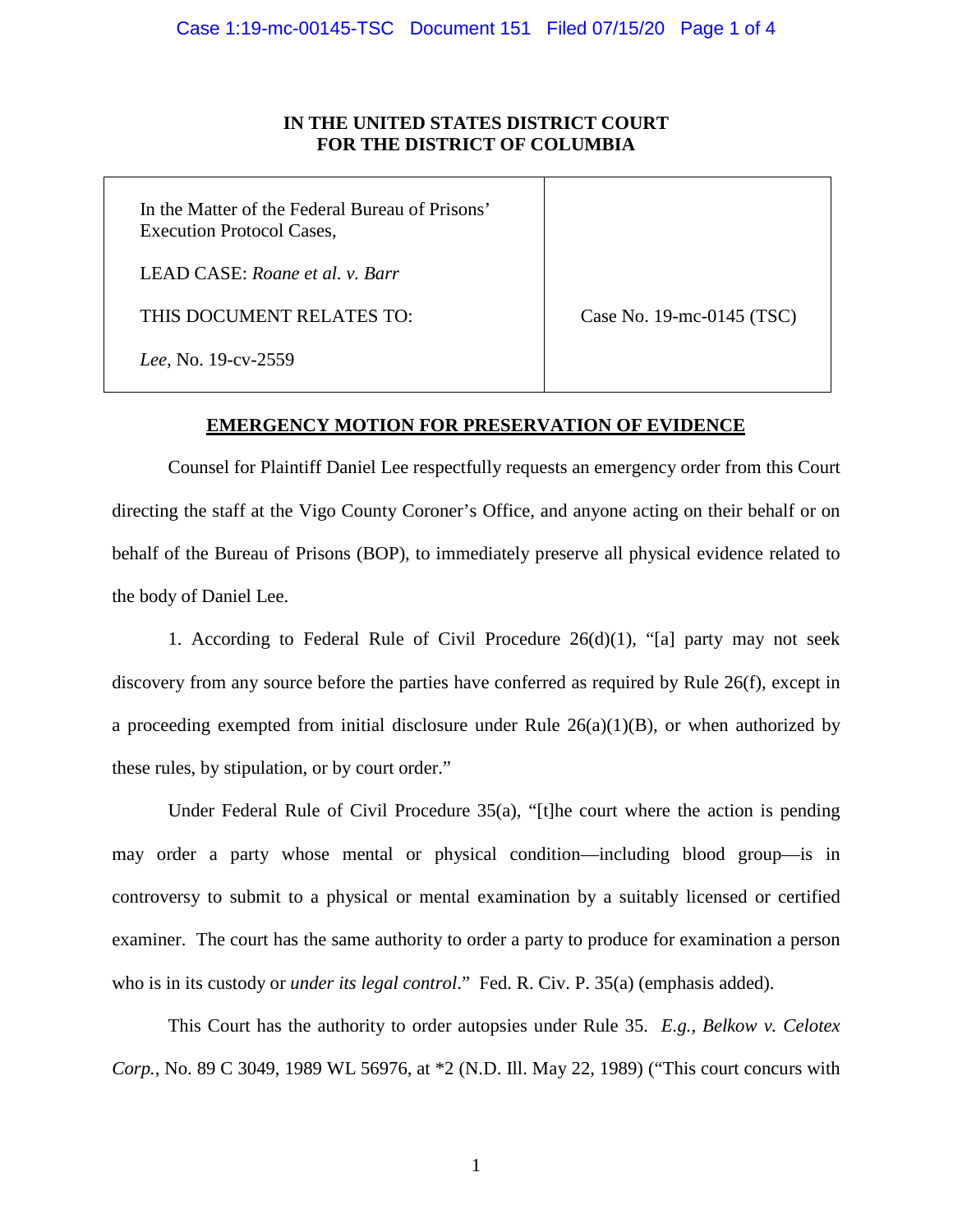**IN THE UNITED STATES DISTRICT COURT**
**FOR THE DISTRICT OF COLUMBIA**

| | |
|---|---|
| In the Matter of the Federal Bureau of Prisons' Execution Protocol Cases,<br><br>LEAD CASE: *Roane et al. v. Barr*<br><br>THIS DOCUMENT RELATES TO:<br><br>*Lee*, No. 19-cv-2559 | Case No. 19-mc-0145 (TSC) |

**EMERGENCY MOTION FOR PRESERVATION OF EVIDENCE**

Counsel for Plaintiff Daniel Lee respectfully requests an emergency order from this Court directing the staff at the Vigo County Coroner's Office, and anyone acting on their behalf or on behalf of the Bureau of Prisons (BOP), to immediately preserve all physical evidence related to the body of Daniel Lee.

1. According to Federal Rule of Civil Procedure 26(d)(1), "[a] party may not seek discovery from any source before the parties have conferred as required by Rule 26(f), except in a proceeding exempted from initial disclosure under Rule 26(a)(1)(B), or when authorized by these rules, by stipulation, or by court order."

Under Federal Rule of Civil Procedure 35(a), "[t]he court where the action is pending may order a party whose mental or physical condition—including blood group—is in controversy to submit to a physical or mental examination by a suitably licensed or certified examiner. The court has the same authority to order a party to produce for examination a person who is in its custody or *under its legal control*." Fed. R. Civ. P. 35(a) (emphasis added).

This Court has the authority to order autopsies under Rule 35. *E.g.*, *Belkow v. Celotex Corp.*, No. 89 C 3049, 1989 WL 56976, at *2 (N.D. Ill. May 22, 1989) ("This court concurs with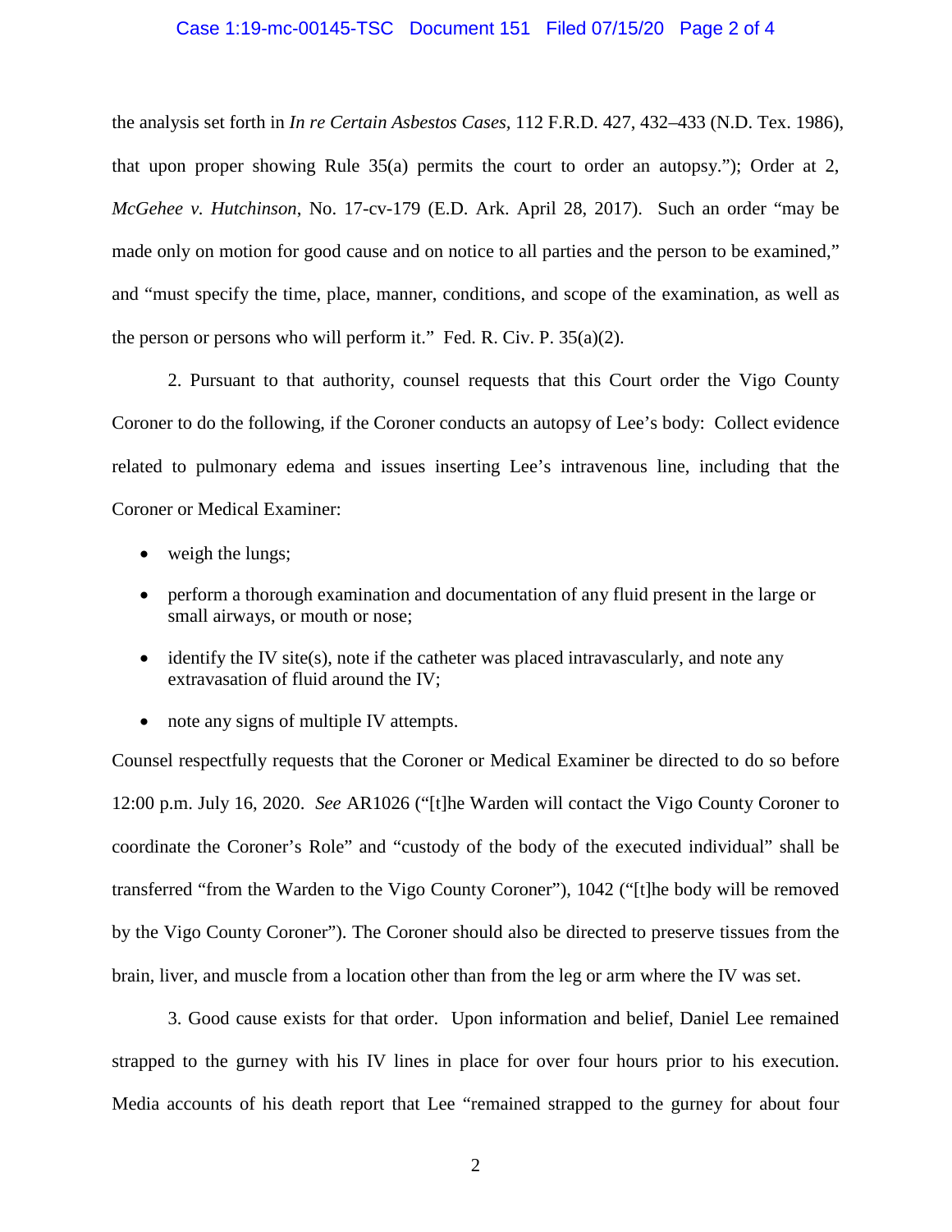the analysis set forth in *In re Certain Asbestos Cases*, 112 F.R.D. 427, 432–433 (N.D. Tex. 1986), that upon proper showing Rule 35(a) permits the court to order an autopsy."); Order at 2, *McGehee v. Hutchinson*, No. 17-cv-179 (E.D. Ark. April 28, 2017). Such an order "may be made only on motion for good cause and on notice to all parties and the person to be examined," and "must specify the time, place, manner, conditions, and scope of the examination, as well as the person or persons who will perform it." Fed. R. Civ. P. 35(a)(2).

2. Pursuant to that authority, counsel requests that this Court order the Vigo County Coroner to do the following, if the Coroner conducts an autopsy of Lee's body: Collect evidence related to pulmonary edema and issues inserting Lee's intravenous line, including that the Coroner or Medical Examiner:

- weigh the lungs;
- perform a thorough examination and documentation of any fluid present in the large or small airways, or mouth or nose;
- identify the IV site(s), note if the catheter was placed intravascularly, and note any extravasation of fluid around the IV;
- note any signs of multiple IV attempts.

Counsel respectfully requests that the Coroner or Medical Examiner be directed to do so before 12:00 p.m. July 16, 2020. *See* AR1026 ("[t]he Warden will contact the Vigo County Coroner to coordinate the Coroner's Role" and "custody of the body of the executed individual" shall be transferred "from the Warden to the Vigo County Coroner"), 1042 ("[t]he body will be removed by the Vigo County Coroner"). The Coroner should also be directed to preserve tissues from the brain, liver, and muscle from a location other than from the leg or arm where the IV was set.

3. Good cause exists for that order. Upon information and belief, Daniel Lee remained strapped to the gurney with his IV lines in place for over four hours prior to his execution. Media accounts of his death report that Lee "remained strapped to the gurney for about four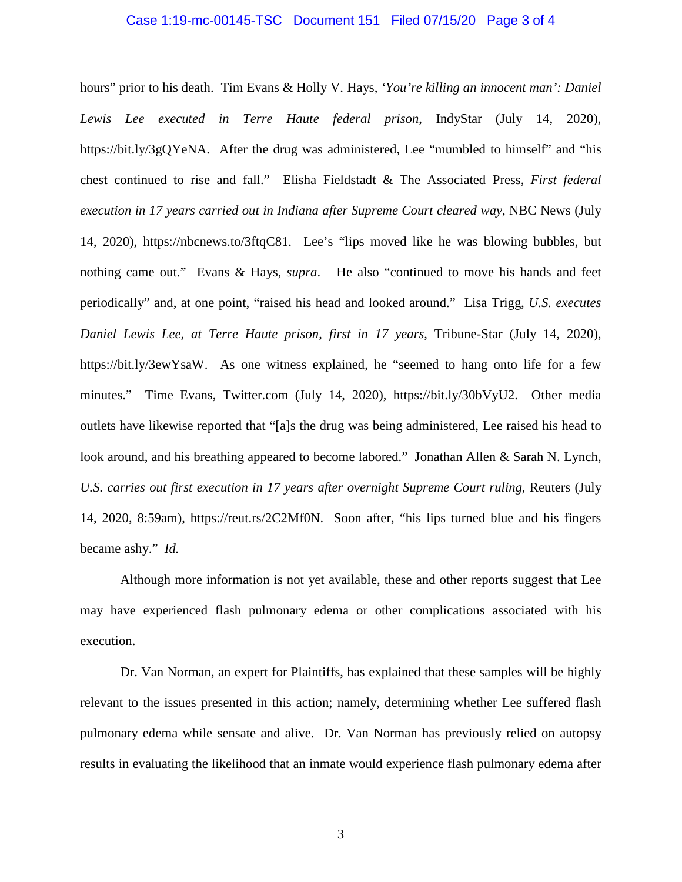hours" prior to his death. Tim Evans & Holly V. Hays, *'You're killing an innocent man': Daniel Lewis Lee executed in Terre Haute federal prison*, IndyStar (July 14, 2020), https://bit.ly/3gQYeNA. After the drug was administered, Lee "mumbled to himself" and "his chest continued to rise and fall." Elisha Fieldstadt & The Associated Press, *First federal execution in 17 years carried out in Indiana after Supreme Court cleared way*, NBC News (July 14, 2020), https://nbcnews.to/3ftqC81. Lee's "lips moved like he was blowing bubbles, but nothing came out." Evans & Hays, *supra*. He also "continued to move his hands and feet periodically" and, at one point, "raised his head and looked around." Lisa Trigg, *U.S. executes Daniel Lewis Lee, at Terre Haute prison, first in 17 years*, Tribune-Star (July 14, 2020), https://bit.ly/3ewYsaW. As one witness explained, he "seemed to hang onto life for a few minutes." Time Evans, Twitter.com (July 14, 2020), https://bit.ly/30bVyU2. Other media outlets have likewise reported that "[a]s the drug was being administered, Lee raised his head to look around, and his breathing appeared to become labored." Jonathan Allen & Sarah N. Lynch, *U.S. carries out first execution in 17 years after overnight Supreme Court ruling*, Reuters (July 14, 2020, 8:59am), https://reut.rs/2C2Mf0N. Soon after, "his lips turned blue and his fingers became ashy." *Id.*

Although more information is not yet available, these and other reports suggest that Lee may have experienced flash pulmonary edema or other complications associated with his execution.

Dr. Van Norman, an expert for Plaintiffs, has explained that these samples will be highly relevant to the issues presented in this action; namely, determining whether Lee suffered flash pulmonary edema while sensate and alive. Dr. Van Norman has previously relied on autopsy results in evaluating the likelihood that an inmate would experience flash pulmonary edema after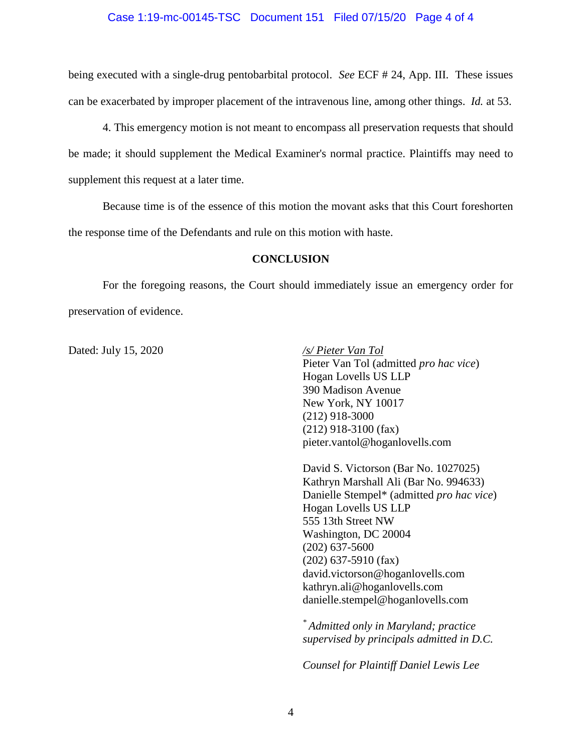being executed with a single-drug pentobarbital protocol. *See* ECF # 24, App. III. These issues can be exacerbated by improper placement of the intravenous line, among other things. *Id.* at 53.

4. This emergency motion is not meant to encompass all preservation requests that should be made; it should supplement the Medical Examiner's normal practice. Plaintiffs may need to supplement this request at a later time.

Because time is of the essence of this motion the movant asks that this Court foreshorten the response time of the Defendants and rule on this motion with haste.

**CONCLUSION**

For the foregoing reasons, the Court should immediately issue an emergency order for preservation of evidence.

Dated: July 15, 2020

*/s/ Pieter Van Tol*
Pieter Van Tol (admitted *pro hac vice*)
Hogan Lovells US LLP
390 Madison Avenue
New York, NY 10017
(212) 918-3000
(212) 918-3100 (fax)
pieter.vantol@hoganlovells.com

David S. Victorson (Bar No. 1027025)
Kathryn Marshall Ali (Bar No. 994633)
Danielle Stempel* (admitted *pro hac vice*)
Hogan Lovells US LLP
555 13th Street NW
Washington, DC 20004
(202) 637-5600
(202) 637-5910 (fax)
david.victorson@hoganlovells.com
kathryn.ali@hoganlovells.com
danielle.stempel@hoganlovells.com

\* *Admitted only in Maryland; practice supervised by principals admitted in D.C.*

*Counsel for Plaintiff Daniel Lewis Lee*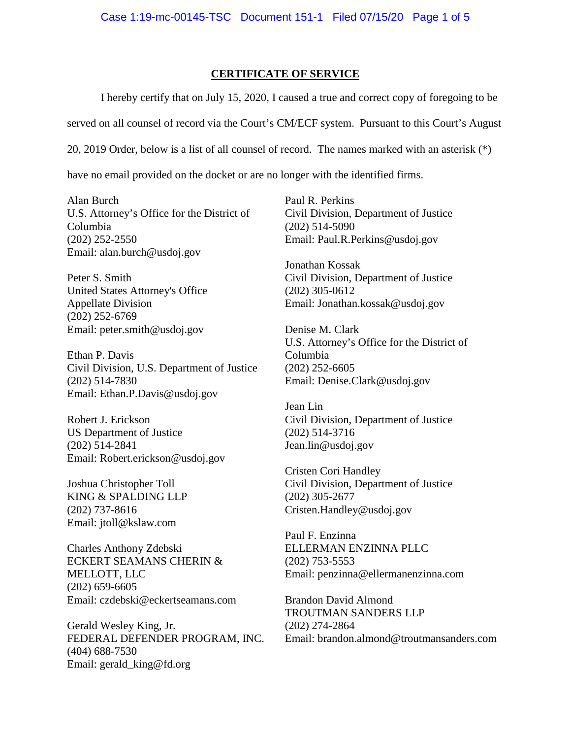## CERTIFICATE OF SERVICE

I hereby certify that on July 15, 2020, I caused a true and correct copy of foregoing to be served on all counsel of record via the Court's CM/ECF system. Pursuant to this Court's August 20, 2019 Order, below is a list of all counsel of record. The names marked with an asterisk (*) have no email provided on the docket or are no longer with the identified firms.

Alan Burch
U.S. Attorney's Office for the District of Columbia
(202) 252-2550
Email: alan.burch@usdoj.gov

Peter S. Smith
United States Attorney's Office
Appellate Division
(202) 252-6769
Email: peter.smith@usdoj.gov

Ethan P. Davis
Civil Division, U.S. Department of Justice
(202) 514-7830
Email: Ethan.P.Davis@usdoj.gov

Robert J. Erickson
US Department of Justice
(202) 514-2841
Email: Robert.erickson@usdoj.gov

Joshua Christopher Toll
KING & SPALDING LLP
(202) 737-8616
Email: jtoll@kslaw.com

Charles Anthony Zdebski
ECKERT SEAMANS CHERIN & MELLOTT, LLC
(202) 659-6605
Email: czdebski@eckertseamans.com

Gerald Wesley King, Jr.
FEDERAL DEFENDER PROGRAM, INC.
(404) 688-7530
Email: gerald_king@fd.org

Paul R. Perkins
Civil Division, Department of Justice
(202) 514-5090
Email: Paul.R.Perkins@usdoj.gov

Jonathan Kossak
Civil Division, Department of Justice
(202) 305-0612
Email: Jonathan.kossak@usdoj.gov

Denise M. Clark
U.S. Attorney's Office for the District of Columbia
(202) 252-6605
Email: Denise.Clark@usdoj.gov

Jean Lin
Civil Division, Department of Justice
(202) 514-3716
Jean.lin@usdoj.gov

Cristen Cori Handley
Civil Division, Department of Justice
(202) 305-2677
Cristen.Handley@usdoj.gov

Paul F. Enzinna
ELLERMAN ENZINNA PLLC
(202) 753-5553
Email: penzinna@ellermanenzinna.com

Brandon David Almond
TROUTMAN SANDERS LLP
(202) 274-2864
Email: brandon.almond@troutmansanders.com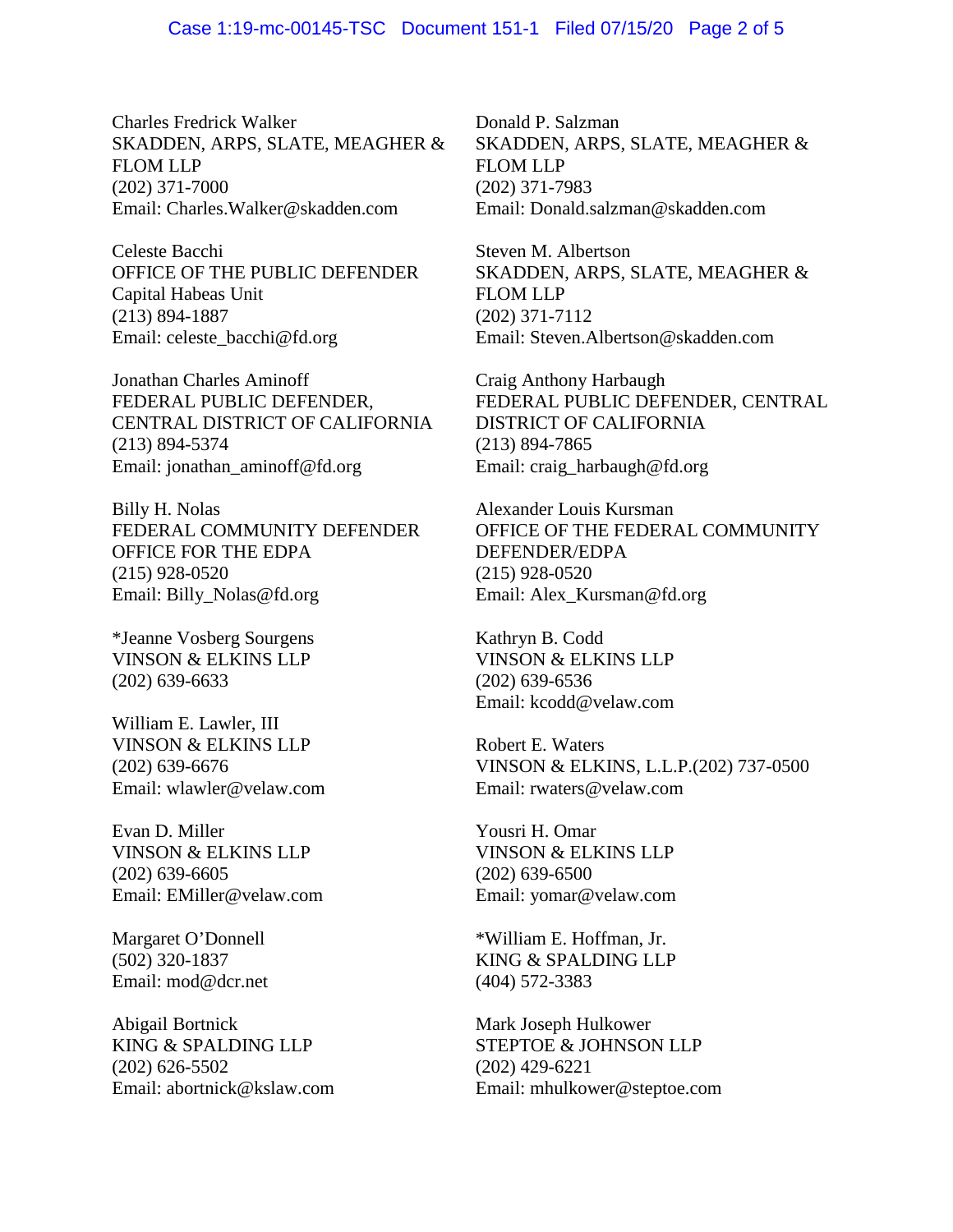Charles Fredrick Walker
SKADDEN, ARPS, SLATE, MEAGHER & FLOM LLP
(202) 371-7000
Email: Charles.Walker@skadden.com

Donald P. Salzman
SKADDEN, ARPS, SLATE, MEAGHER & FLOM LLP
(202) 371-7983
Email: Donald.salzman@skadden.com

Celeste Bacchi
OFFICE OF THE PUBLIC DEFENDER
Capital Habeas Unit
(213) 894-1887
Email: celeste_bacchi@fd.org

Steven M. Albertson
SKADDEN, ARPS, SLATE, MEAGHER & FLOM LLP
(202) 371-7112
Email: Steven.Albertson@skadden.com

Jonathan Charles Aminoff
FEDERAL PUBLIC DEFENDER, CENTRAL DISTRICT OF CALIFORNIA
(213) 894-5374
Email: jonathan_aminoff@fd.org

Craig Anthony Harbaugh
FEDERAL PUBLIC DEFENDER, CENTRAL DISTRICT OF CALIFORNIA
(213) 894-7865
Email: craig_harbaugh@fd.org

Billy H. Nolas
FEDERAL COMMUNITY DEFENDER OFFICE FOR THE EDPA
(215) 928-0520
Email: Billy_Nolas@fd.org

Alexander Louis Kursman
OFFICE OF THE FEDERAL COMMUNITY DEFENDER/EDPA
(215) 928-0520
Email: Alex_Kursman@fd.org

*Jeanne Vosberg Sourgens
VINSON & ELKINS LLP
(202) 639-6633

Kathryn B. Codd
VINSON & ELKINS LLP
(202) 639-6536
Email: kcodd@velaw.com

William E. Lawler, III
VINSON & ELKINS LLP
(202) 639-6676
Email: wlawler@velaw.com

Robert E. Waters
VINSON & ELKINS, L.L.P.(202) 737-0500
Email: rwaters@velaw.com

Evan D. Miller
VINSON & ELKINS LLP
(202) 639-6605
Email: EMiller@velaw.com

Yousri H. Omar
VINSON & ELKINS LLP
(202) 639-6500
Email: yomar@velaw.com

Margaret O'Donnell
(502) 320-1837
Email: mod@dcr.net

*William E. Hoffman, Jr.
KING & SPALDING LLP
(404) 572-3383

Abigail Bortnick
KING & SPALDING LLP
(202) 626-5502
Email: abortnick@kslaw.com

Mark Joseph Hulkower
STEPTOE & JOHNSON LLP
(202) 429-6221
Email: mhulkower@steptoe.com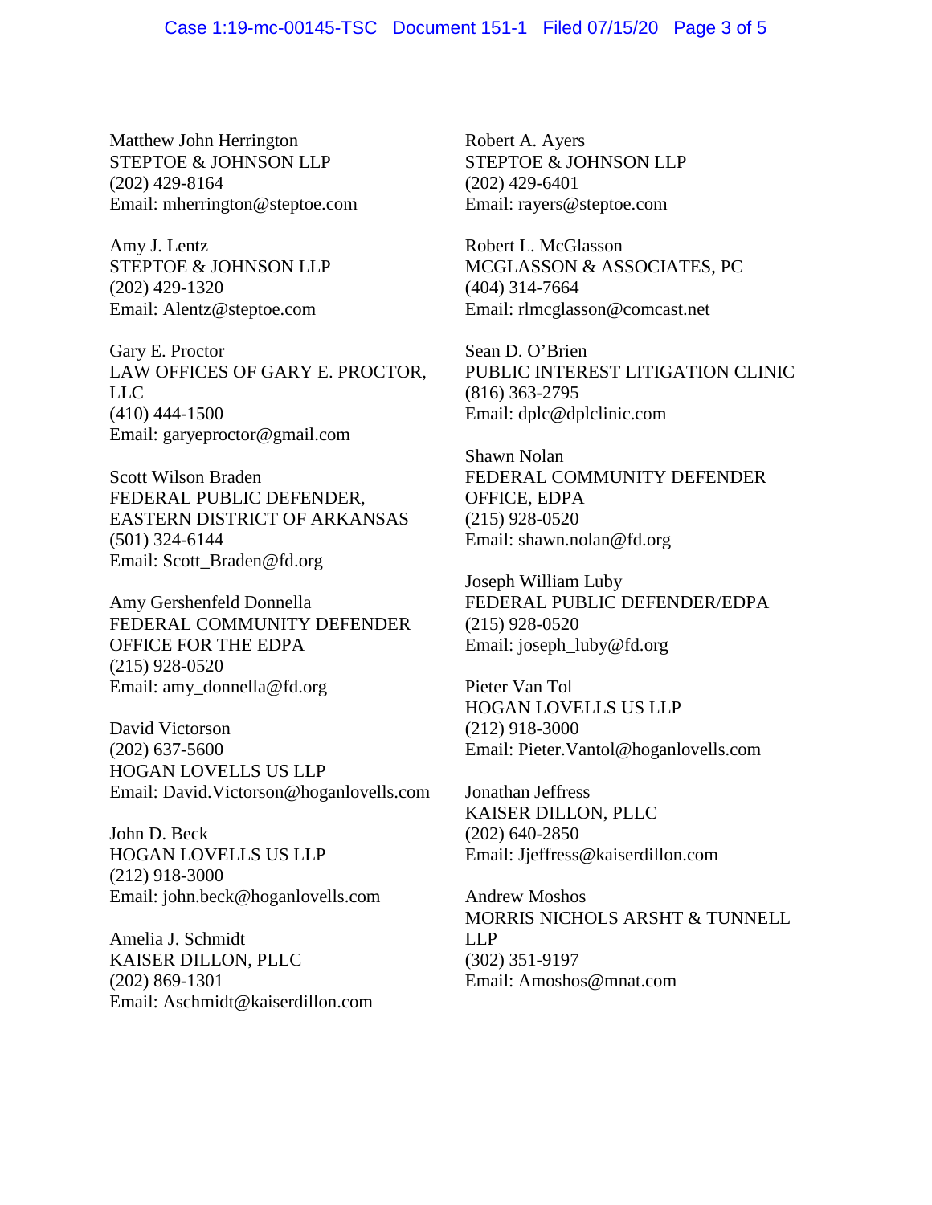Matthew John Herrington
STEPTOE & JOHNSON LLP
(202) 429-8164
Email: mherrington@steptoe.com

Amy J. Lentz
STEPTOE & JOHNSON LLP
(202) 429-1320
Email: Alentz@steptoe.com

Gary E. Proctor
LAW OFFICES OF GARY E. PROCTOR, LLC
(410) 444-1500
Email: garyeproctor@gmail.com

Scott Wilson Braden
FEDERAL PUBLIC DEFENDER, EASTERN DISTRICT OF ARKANSAS
(501) 324-6144
Email: Scott_Braden@fd.org

Amy Gershenfeld Donnella
FEDERAL COMMUNITY DEFENDER OFFICE FOR THE EDPA
(215) 928-0520
Email: amy_donnella@fd.org

David Victorson
(202) 637-5600
HOGAN LOVELLS US LLP
Email: David.Victorson@hoganlovells.com

John D. Beck
HOGAN LOVELLS US LLP
(212) 918-3000
Email: john.beck@hoganlovells.com

Amelia J. Schmidt
KAISER DILLON, PLLC
(202) 869-1301
Email: Aschmidt@kaiserdillon.com

Robert A. Ayers
STEPTOE & JOHNSON LLP
(202) 429-6401
Email: rayers@steptoe.com

Robert L. McGlasson
MCGLASSON & ASSOCIATES, PC
(404) 314-7664
Email: rlmcglasson@comcast.net

Sean D. O'Brien
PUBLIC INTEREST LITIGATION CLINIC
(816) 363-2795
Email: dplc@dplclinic.com

Shawn Nolan
FEDERAL COMMUNITY DEFENDER OFFICE, EDPA
(215) 928-0520
Email: shawn.nolan@fd.org

Joseph William Luby
FEDERAL PUBLIC DEFENDER/EDPA
(215) 928-0520
Email: joseph_luby@fd.org

Pieter Van Tol
HOGAN LOVELLS US LLP
(212) 918-3000
Email: Pieter.Vantol@hoganlovells.com

Jonathan Jeffress
KAISER DILLON, PLLC
(202) 640-2850
Email: Jjeffress@kaiserdillon.com

Andrew Moshos
MORRIS NICHOLS ARSHT & TUNNELL LLP
(302) 351-9197
Email: Amoshos@mnat.com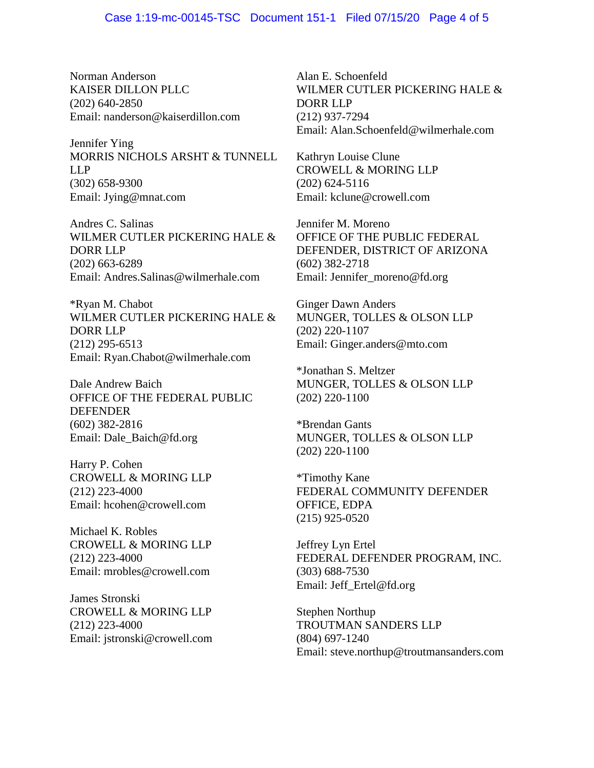Norman Anderson
KAISER DILLON PLLC
(202) 640-2850
Email: nanderson@kaiserdillon.com

Jennifer Ying
MORRIS NICHOLS ARSHT & TUNNELL LLP
(302) 658-9300
Email: Jying@mnat.com

Andres C. Salinas
WILMER CUTLER PICKERING HALE & DORR LLP
(202) 663-6289
Email: Andres.Salinas@wilmerhale.com

*Ryan M. Chabot
WILMER CUTLER PICKERING HALE & DORR LLP
(212) 295-6513
Email: Ryan.Chabot@wilmerhale.com

Dale Andrew Baich
OFFICE OF THE FEDERAL PUBLIC DEFENDER
(602) 382-2816
Email: Dale_Baich@fd.org

Harry P. Cohen
CROWELL & MORING LLP
(212) 223-4000
Email: hcohen@crowell.com

Michael K. Robles
CROWELL & MORING LLP
(212) 223-4000
Email: mrobles@crowell.com

James Stronski
CROWELL & MORING LLP
(212) 223-4000
Email: jstronski@crowell.com

Alan E. Schoenfeld
WILMER CUTLER PICKERING HALE & DORR LLP
(212) 937-7294
Email: Alan.Schoenfeld@wilmerhale.com

Kathryn Louise Clune
CROWELL & MORING LLP
(202) 624-5116
Email: kclune@crowell.com

Jennifer M. Moreno
OFFICE OF THE PUBLIC FEDERAL DEFENDER, DISTRICT OF ARIZONA
(602) 382-2718
Email: Jennifer_moreno@fd.org

Ginger Dawn Anders
MUNGER, TOLLES & OLSON LLP
(202) 220-1107
Email: Ginger.anders@mto.com

*Jonathan S. Meltzer
MUNGER, TOLLES & OLSON LLP
(202) 220-1100

*Brendan Gants
MUNGER, TOLLES & OLSON LLP
(202) 220-1100

*Timothy Kane
FEDERAL COMMUNITY DEFENDER OFFICE, EDPA
(215) 925-0520

Jeffrey Lyn Ertel
FEDERAL DEFENDER PROGRAM, INC.
(303) 688-7530
Email: Jeff_Ertel@fd.org

Stephen Northup
TROUTMAN SANDERS LLP
(804) 697-1240
Email: steve.northup@troutmansanders.com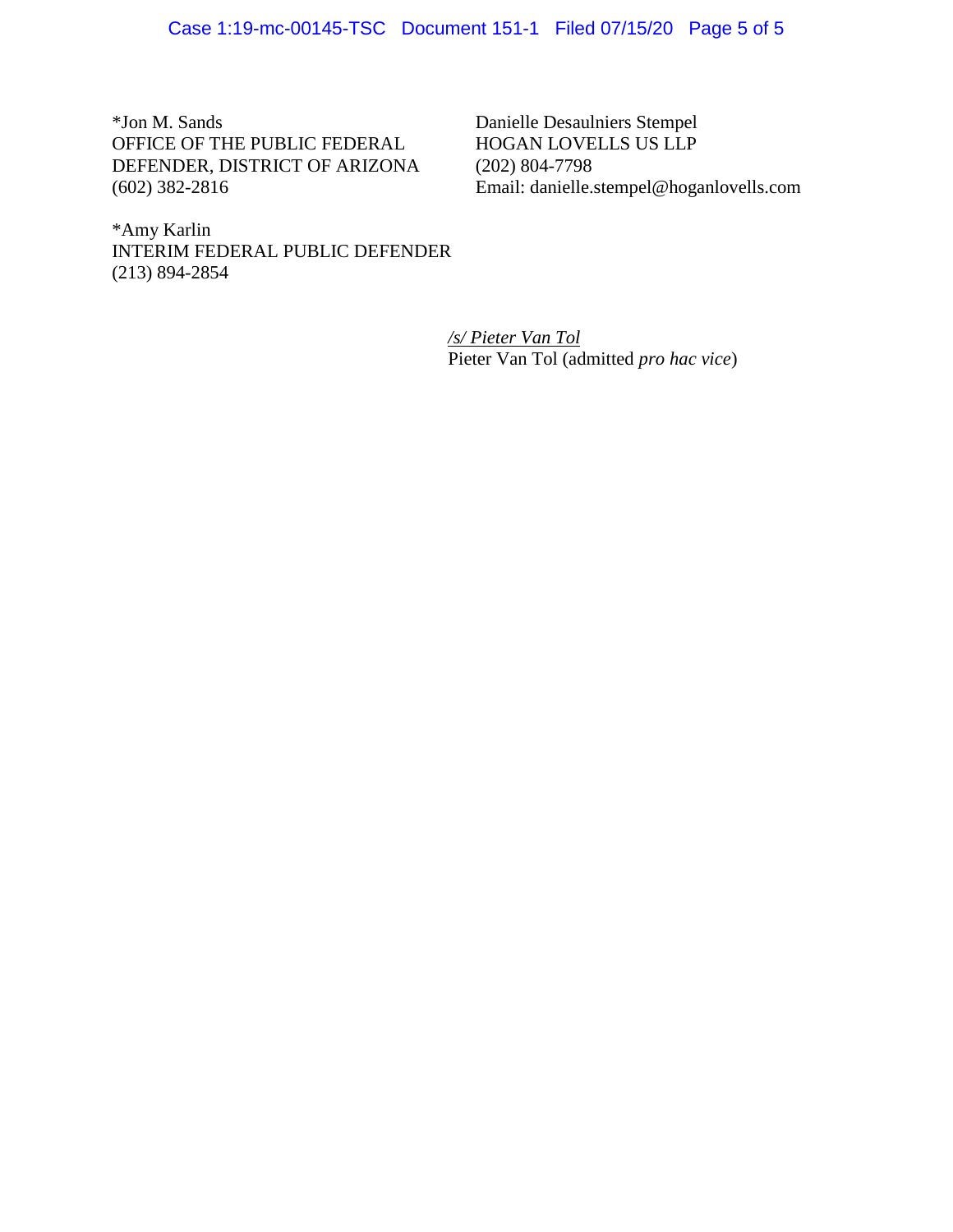*Jon M. Sands
OFFICE OF THE PUBLIC FEDERAL
DEFENDER, DISTRICT OF ARIZONA
(602) 382-2816

Danielle Desaulniers Stempel
HOGAN LOVELLS US LLP
(202) 804-7798
Email: danielle.stempel@hoganlovells.com

*Amy Karlin
INTERIM FEDERAL PUBLIC DEFENDER
(213) 894-2854

/s/ *Pieter Van Tol*
Pieter Van Tol (admitted *pro hac vice*)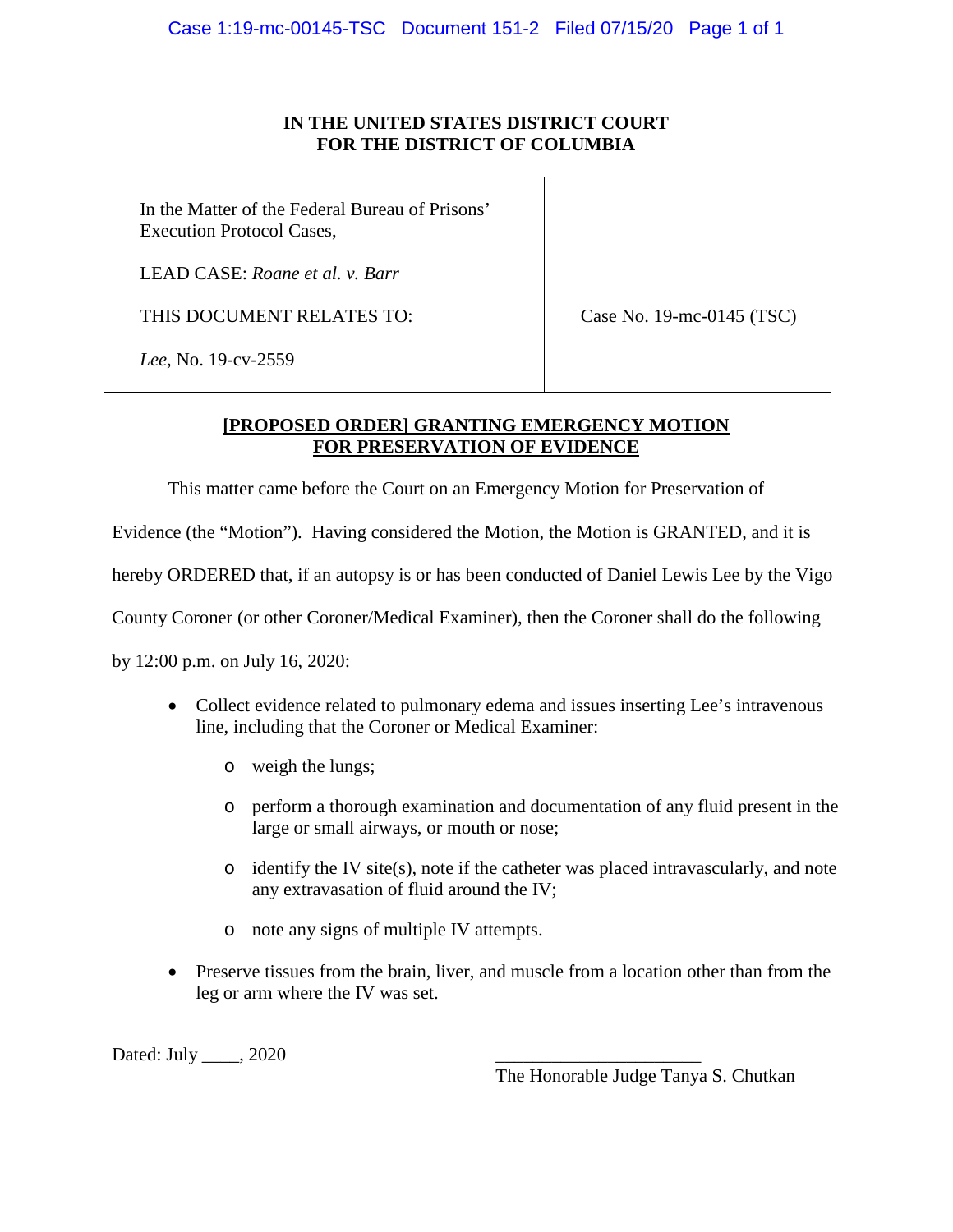**IN THE UNITED STATES DISTRICT COURT**
**FOR THE DISTRICT OF COLUMBIA**

| | |
|---|---|
| In the Matter of the Federal Bureau of Prisons' Execution Protocol Cases,<br><br>LEAD CASE: *Roane et al. v. Barr*<br><br>THIS DOCUMENT RELATES TO:<br><br>*Lee*, No. 19-cv-2559 | Case No. 19-mc-0145 (TSC) |

**[PROPOSED ORDER] GRANTING EMERGENCY MOTION FOR PRESERVATION OF EVIDENCE**

This matter came before the Court on an Emergency Motion for Preservation of Evidence (the "Motion"). Having considered the Motion, the Motion is GRANTED, and it is hereby ORDERED that, if an autopsy is or has been conducted of Daniel Lewis Lee by the Vigo County Coroner (or other Coroner/Medical Examiner), then the Coroner shall do the following by 12:00 p.m. on July 16, 2020:

- Collect evidence related to pulmonary edema and issues inserting Lee's intravenous line, including that the Coroner or Medical Examiner:
  - weigh the lungs;
  - perform a thorough examination and documentation of any fluid present in the large or small airways, or mouth or nose;
  - identify the IV site(s), note if the catheter was placed intravascularly, and note any extravasation of fluid around the IV;
  - note any signs of multiple IV attempts.
- Preserve tissues from the brain, liver, and muscle from a location other than from the leg or arm where the IV was set.

Dated: July ____, 2020

______________________
The Honorable Judge Tanya S. Chutkan